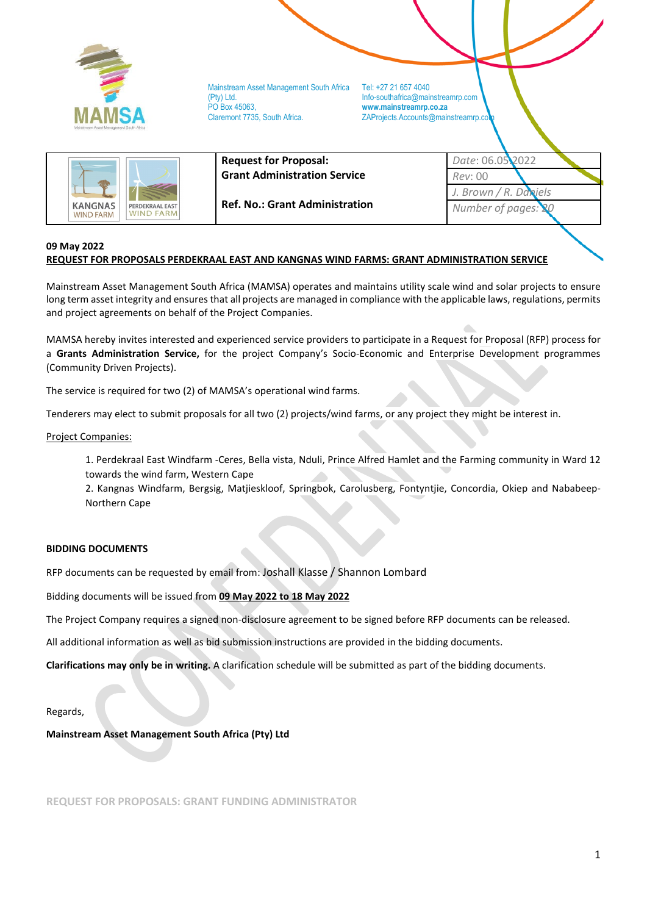MAMSA

Mainstream Asset Management South Africa (Pty) Ltd.
PO Box 45063,
Claremont 7735, South Africa.

Tel: +27 21 657 4040
Info-southafrica@mainstreamrp.com
www.mainstreamrp.co.za
ZAProjects.Accounts@mainstreamrp.com

| KANGNAS WIND FARM / PERDEKRAAL EAST WIND FARM | **Request for Proposal: Grant Administration Service** **Ref. No.: Grant Administration** | *Date*: 06.05.2022 |
|---|---|---|
| | | *Rev*: 00 |
| | | *J. Brown / R. Daniels* |
| | | *Number of pages*: 20 |

**09 May 2022**

**REQUEST FOR PROPOSALS PERDEKRAAL EAST AND KANGNAS WIND FARMS: GRANT ADMINISTRATION SERVICE**

Mainstream Asset Management South Africa (MAMSA) operates and maintains utility scale wind and solar projects to ensure long term asset integrity and ensures that all projects are managed in compliance with the applicable laws, regulations, permits and project agreements on behalf of the Project Companies.

MAMSA hereby invites interested and experienced service providers to participate in a Request for Proposal (RFP) process for a **Grants Administration Service,** for the project Company's Socio-Economic and Enterprise Development programmes (Community Driven Projects).

The service is required for two (2) of MAMSA's operational wind farms.

Tenderers may elect to submit proposals for all two (2) projects/wind farms, or any project they might be interest in.

Project Companies:

1. Perdekraal East Windfarm -Ceres, Bella vista, Nduli, Prince Alfred Hamlet and the Farming community in Ward 12 towards the wind farm, Western Cape
2. Kangnas Windfarm, Bergsig, Matjieskloof, Springbok, Carolusberg, Fontyntjie, Concordia, Okiep and Nababeep-Northern Cape

**BIDDING DOCUMENTS**

RFP documents can be requested by email from: Joshall Klasse / Shannon Lombard

Bidding documents will be issued from **09 May 2022 to 18 May 2022**

The Project Company requires a signed non-disclosure agreement to be signed before RFP documents can be released.

All additional information as well as bid submission instructions are provided in the bidding documents.

**Clarifications may only be in writing.** A clarification schedule will be submitted as part of the bidding documents.

Regards,

**Mainstream Asset Management South Africa (Pty) Ltd**

REQUEST FOR PROPOSALS: GRANT FUNDING ADMINISTRATOR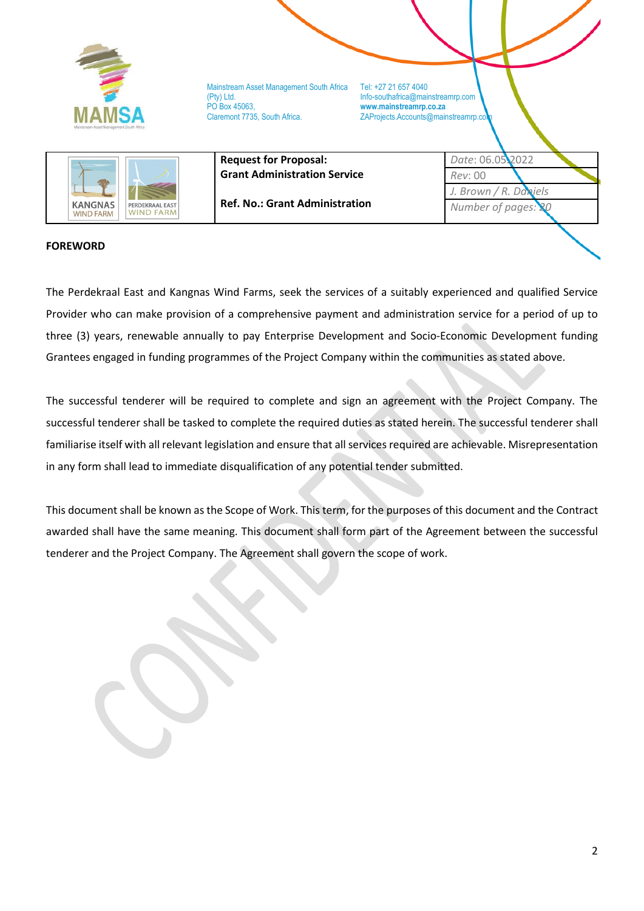Mainstream Asset Management South Africa (Pty) Ltd.
PO Box 45063,
Claremont 7735, South Africa.

Tel: +27 21 657 4040
Info-southafrica@mainstreamrp.com
**www.mainstreamrp.co.za**
ZAProjects.Accounts@mainstreamrp.com

| KANGNAS WIND FARM / PERDEKRAAL EAST WIND FARM | **Request for Proposal: Grant Administration Service** | *Date*: 06.05.2022 |
|---|---|---|
| | | *Rev*: 00 |
| | **Ref. No.: Grant Administration** | *J. Brown / R. Daniels* |
| | | *Number of pages: 20* |

**FOREWORD**

The Perdekraal East and Kangnas Wind Farms, seek the services of a suitably experienced and qualified Service Provider who can make provision of a comprehensive payment and administration service for a period of up to three (3) years, renewable annually to pay Enterprise Development and Socio-Economic Development funding Grantees engaged in funding programmes of the Project Company within the communities as stated above.

The successful tenderer will be required to complete and sign an agreement with the Project Company. The successful tenderer shall be tasked to complete the required duties as stated herein. The successful tenderer shall familiarise itself with all relevant legislation and ensure that all services required are achievable. Misrepresentation in any form shall lead to immediate disqualification of any potential tender submitted.

This document shall be known as the Scope of Work. This term, for the purposes of this document and the Contract awarded shall have the same meaning. This document shall form part of the Agreement between the successful tenderer and the Project Company. The Agreement shall govern the scope of work.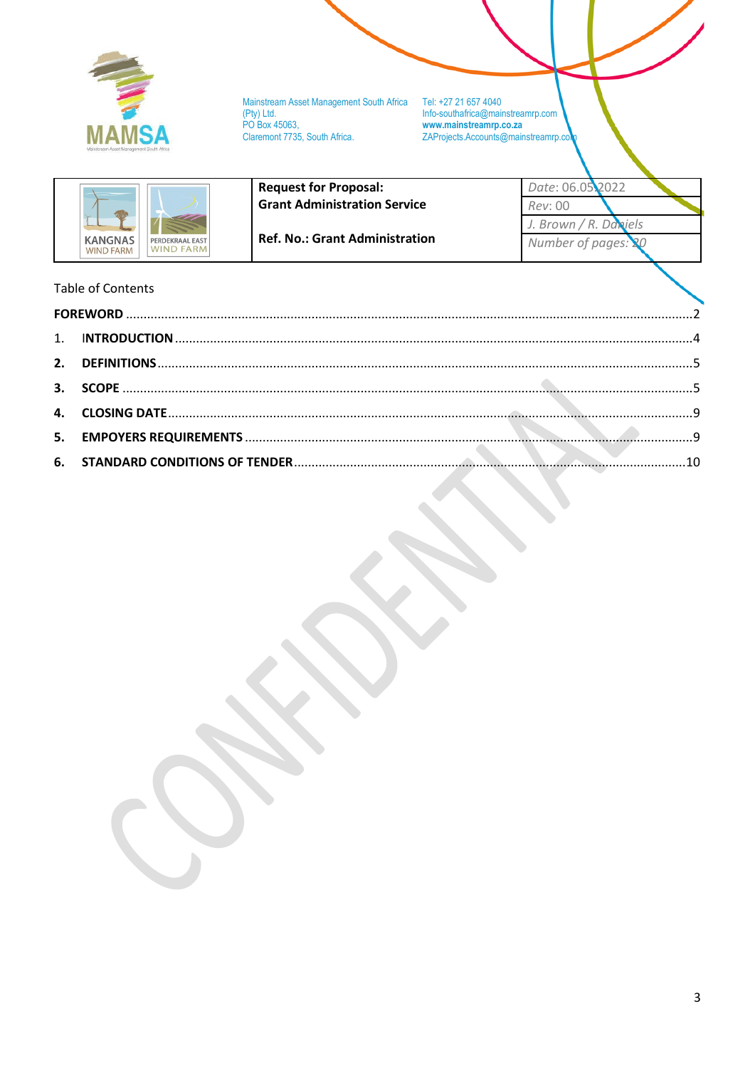Mainstream Asset Management South Africa (Pty) Ltd.
PO Box 45063,
Claremont 7735, South Africa.

Tel: +27 21 657 4040
Info-southafrica@mainstreamrp.com
www.mainstreamrp.co.za
ZAProjects.Accounts@mainstreamrp.com

| KANGNAS WIND FARM / PERDEKRAAL EAST WIND FARM | **Request for Proposal:** **Grant Administration Service** **Ref. No.: Grant Administration** | *Date*: 06.05.2022 |
|---|---|---|
| | | *Rev*: 00 |
| | | *J. Brown / R. Daniels* |
| | | *Number of pages: 20* |

Table of Contents

**FOREWORD** ............................................................ 2

1. **INTRODUCTION** ............................................................ 4

2. **DEFINITIONS** ............................................................ 5

3. **SCOPE** ............................................................ 5

4. **CLOSING DATE** ............................................................ 9

5. **EMPOYERS REQUIREMENTS** ............................................................ 9

6. **STANDARD CONDITIONS OF TENDER** ............................................................ 10

CONFIDENTIAL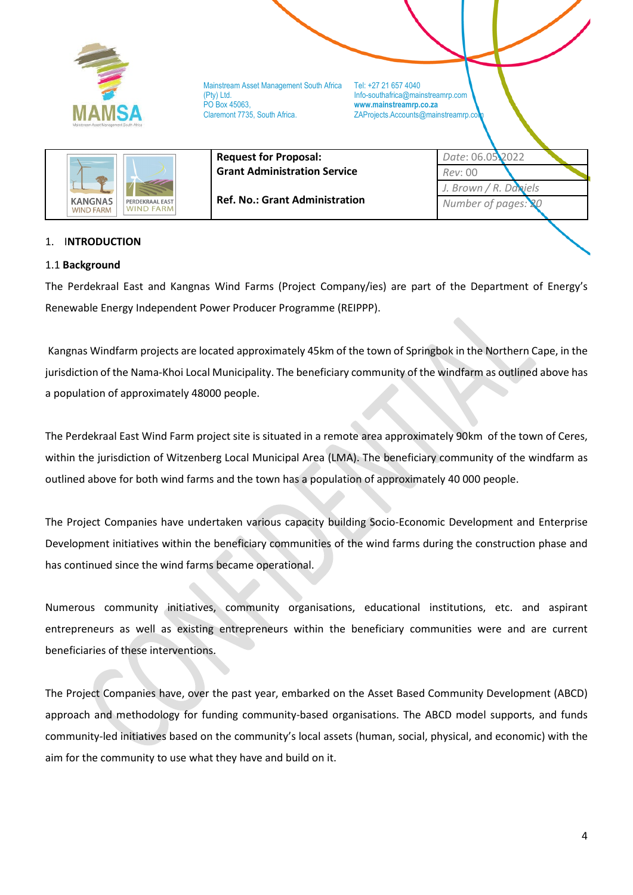| | Request for Proposal: Grant Administration Service | Date: 06.05.2022 |
|---|---|---|
| | | Rev: 00 |
| | Ref. No.: Grant Administration | J. Brown / R. Daniels |
| | | Number of pages: 20 |

## 1. INTRODUCTION

### 1.1 Background

The Perdekraal East and Kangnas Wind Farms (Project Company/ies) are part of the Department of Energy's Renewable Energy Independent Power Producer Programme (REIPPP).

Kangnas Windfarm projects are located approximately 45km of the town of Springbok in the Northern Cape, in the jurisdiction of the Nama-Khoi Local Municipality. The beneficiary community of the windfarm as outlined above has a population of approximately 48000 people.

The Perdekraal East Wind Farm project site is situated in a remote area approximately 90km of the town of Ceres, within the jurisdiction of Witzenberg Local Municipal Area (LMA). The beneficiary community of the windfarm as outlined above for both wind farms and the town has a population of approximately 40 000 people.

The Project Companies have undertaken various capacity building Socio-Economic Development and Enterprise Development initiatives within the beneficiary communities of the wind farms during the construction phase and has continued since the wind farms became operational.

Numerous community initiatives, community organisations, educational institutions, etc. and aspirant entrepreneurs as well as existing entrepreneurs within the beneficiary communities were and are current beneficiaries of these interventions.

The Project Companies have, over the past year, embarked on the Asset Based Community Development (ABCD) approach and methodology for funding community-based organisations. The ABCD model supports, and funds community-led initiatives based on the community's local assets (human, social, physical, and economic) with the aim for the community to use what they have and build on it.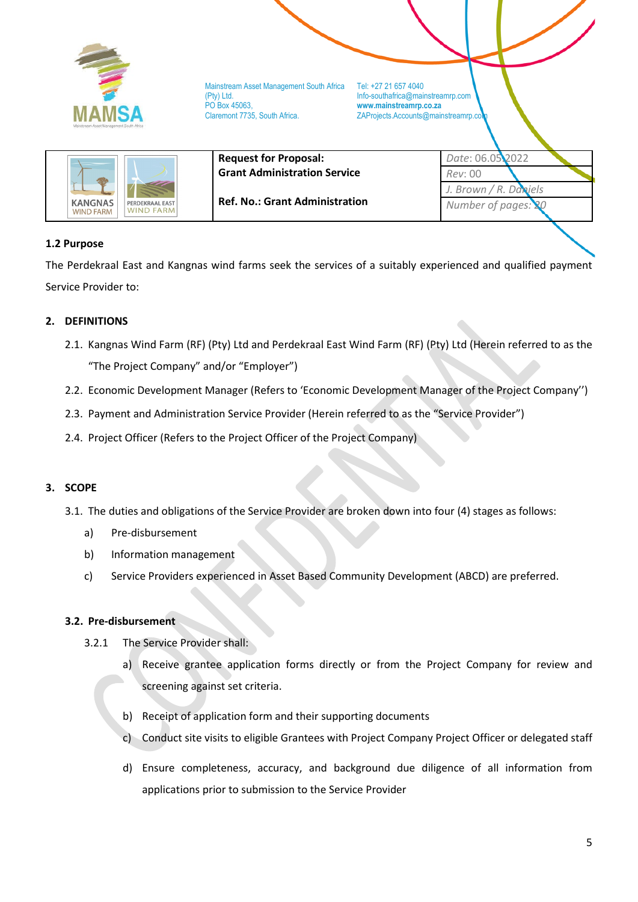### 1.2 Purpose

The Perdekraal East and Kangnas wind farms seek the services of a suitably experienced and qualified payment Service Provider to:

## 2. DEFINITIONS

2.1. Kangnas Wind Farm (RF) (Pty) Ltd and Perdekraal East Wind Farm (RF) (Pty) Ltd (Herein referred to as the "The Project Company" and/or "Employer")

2.2. Economic Development Manager (Refers to 'Economic Development Manager of the Project Company'')

2.3. Payment and Administration Service Provider (Herein referred to as the "Service Provider")

2.4. Project Officer (Refers to the Project Officer of the Project Company)

## 3. SCOPE

3.1. The duties and obligations of the Service Provider are broken down into four (4) stages as follows:

a) Pre-disbursement

b) Information management

c) Service Providers experienced in Asset Based Community Development (ABCD) are preferred.

### 3.2. Pre-disbursement

3.2.1 The Service Provider shall:

a) Receive grantee application forms directly or from the Project Company for review and screening against set criteria.

b) Receipt of application form and their supporting documents

c) Conduct site visits to eligible Grantees with Project Company Project Officer or delegated staff

d) Ensure completeness, accuracy, and background due diligence of all information from applications prior to submission to the Service Provider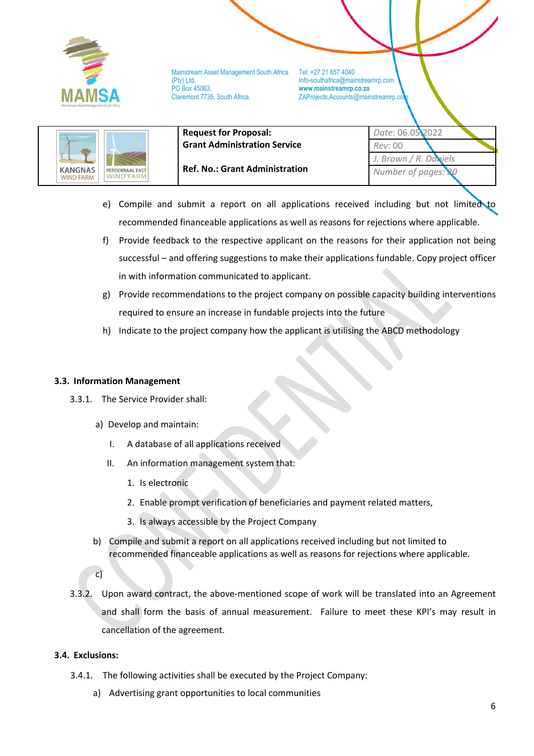e) Compile and submit a report on all applications received including but not limited to recommended financeable applications as well as reasons for rejections where applicable.

f) Provide feedback to the respective applicant on the reasons for their application not being successful – and offering suggestions to make their applications fundable. Copy project officer in with information communicated to applicant.

g) Provide recommendations to the project company on possible capacity building interventions required to ensure an increase in fundable projects into the future

h) Indicate to the project company how the applicant is utilising the ABCD methodology

### 3.3. Information Management

3.3.1. The Service Provider shall:

a) Develop and maintain:

   I. A database of all applications received

   II. An information management system that:

      1. Is electronic
      2. Enable prompt verification of beneficiaries and payment related matters,
      3. Is always accessible by the Project Company

b) Compile and submit a report on all applications received including but not limited to recommended financeable applications as well as reasons for rejections where applicable.

c)

3.3.2. Upon award contract, the above-mentioned scope of work will be translated into an Agreement and shall form the basis of annual measurement. Failure to meet these KPI's may result in cancellation of the agreement.

### 3.4. Exclusions:

3.4.1. The following activities shall be executed by the Project Company:

a) Advertising grant opportunities to local communities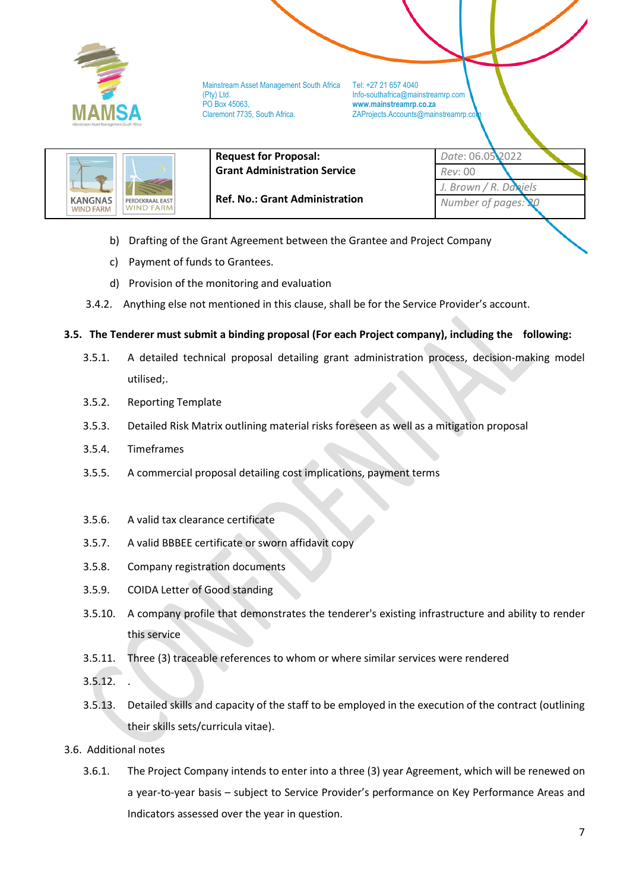b) Drafting of the Grant Agreement between the Grantee and Project Company

c) Payment of funds to Grantees.

d) Provision of the monitoring and evaluation

3.4.2. Anything else not mentioned in this clause, shall be for the Service Provider's account.

### 3.5. The Tenderer must submit a binding proposal (For each Project company), including the following:

3.5.1. A detailed technical proposal detailing grant administration process, decision-making model utilised;.

3.5.2. Reporting Template

3.5.3. Detailed Risk Matrix outlining material risks foreseen as well as a mitigation proposal

3.5.4. Timeframes

3.5.5. A commercial proposal detailing cost implications, payment terms

3.5.6. A valid tax clearance certificate

3.5.7. A valid BBBEE certificate or sworn affidavit copy

3.5.8. Company registration documents

3.5.9. COIDA Letter of Good standing

3.5.10. A company profile that demonstrates the tenderer's existing infrastructure and ability to render this service

3.5.11. Three (3) traceable references to whom or where similar services were rendered

3.5.12. .

3.5.13. Detailed skills and capacity of the staff to be employed in the execution of the contract (outlining their skills sets/curricula vitae).

3.6. Additional notes

3.6.1. The Project Company intends to enter into a three (3) year Agreement, which will be renewed on a year-to-year basis – subject to Service Provider's performance on Key Performance Areas and Indicators assessed over the year in question.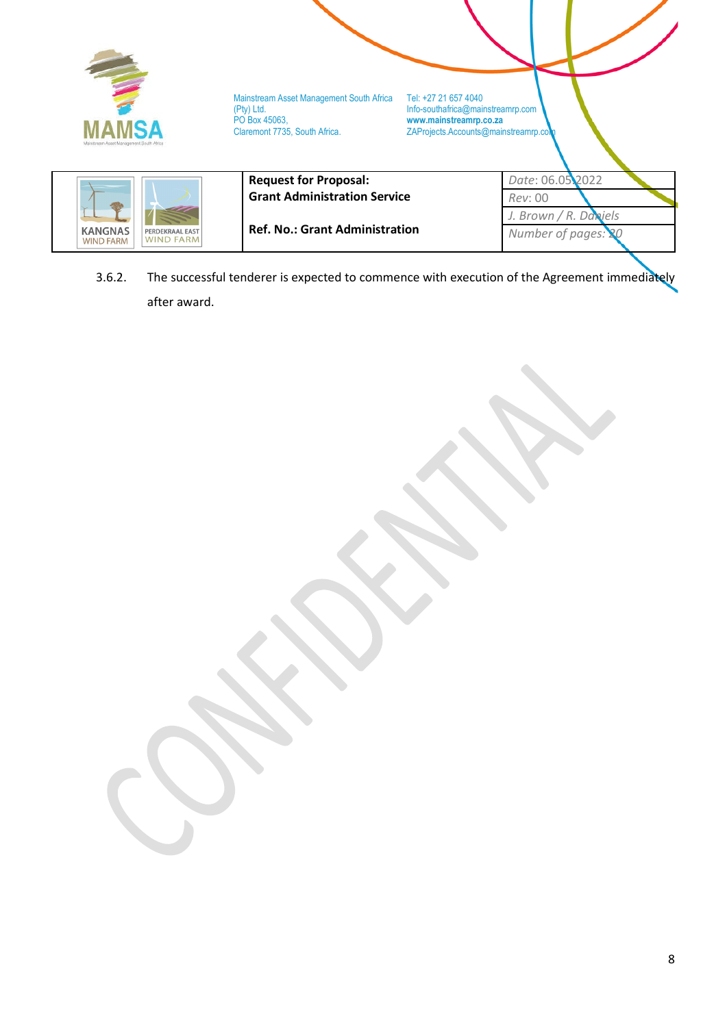3.6.2. The successful tenderer is expected to commence with execution of the Agreement immediately after award.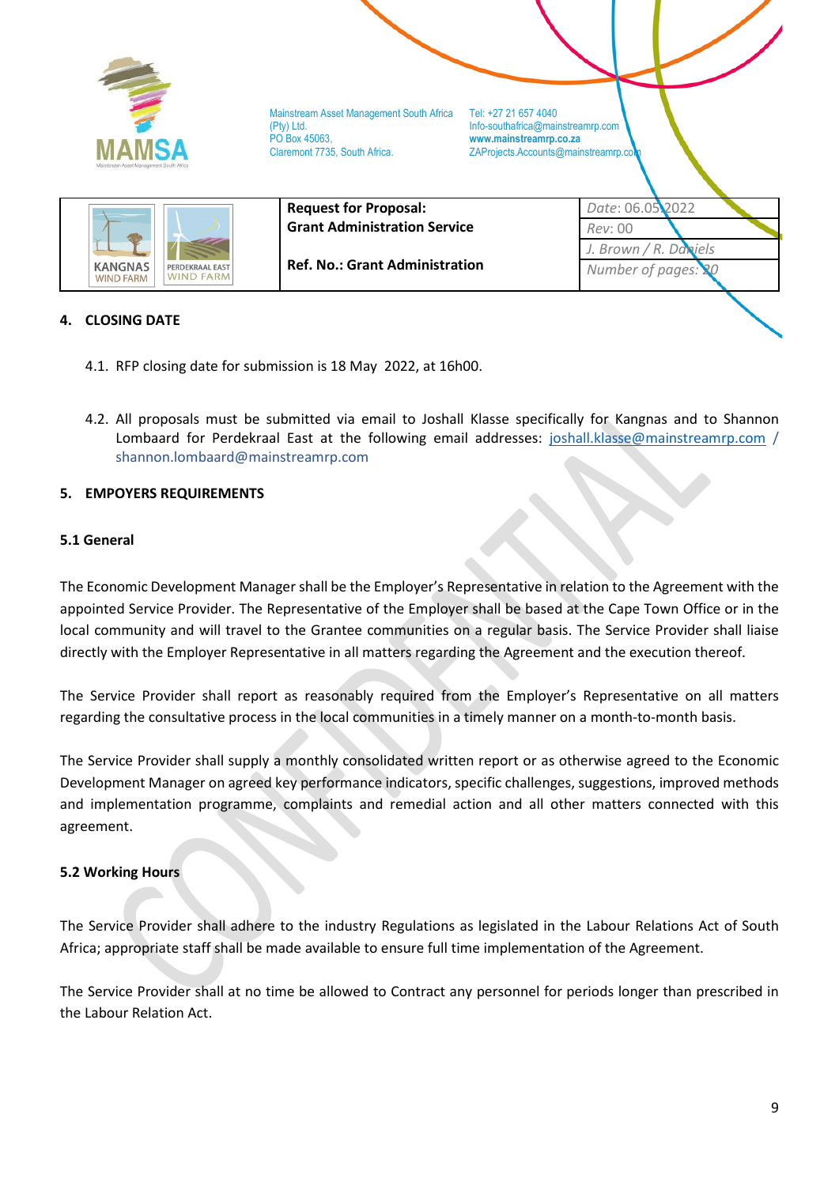## 4. CLOSING DATE

4.1. RFP closing date for submission is 18 May 2022, at 16h00.

4.2. All proposals must be submitted via email to Joshall Klasse specifically for Kangnas and to Shannon Lombaard for Perdekraal East at the following email addresses: joshall.klasse@mainstreamrp.com / shannon.lombaard@mainstreamrp.com

## 5. EMPOYERS REQUIREMENTS

### 5.1 General

The Economic Development Manager shall be the Employer's Representative in relation to the Agreement with the appointed Service Provider. The Representative of the Employer shall be based at the Cape Town Office or in the local community and will travel to the Grantee communities on a regular basis. The Service Provider shall liaise directly with the Employer Representative in all matters regarding the Agreement and the execution thereof.

The Service Provider shall report as reasonably required from the Employer's Representative on all matters regarding the consultative process in the local communities in a timely manner on a month-to-month basis.

The Service Provider shall supply a monthly consolidated written report or as otherwise agreed to the Economic Development Manager on agreed key performance indicators, specific challenges, suggestions, improved methods and implementation programme, complaints and remedial action and all other matters connected with this agreement.

### 5.2 Working Hours

The Service Provider shall adhere to the industry Regulations as legislated in the Labour Relations Act of South Africa; appropriate staff shall be made available to ensure full time implementation of the Agreement.

The Service Provider shall at no time be allowed to Contract any personnel for periods longer than prescribed in the Labour Relation Act.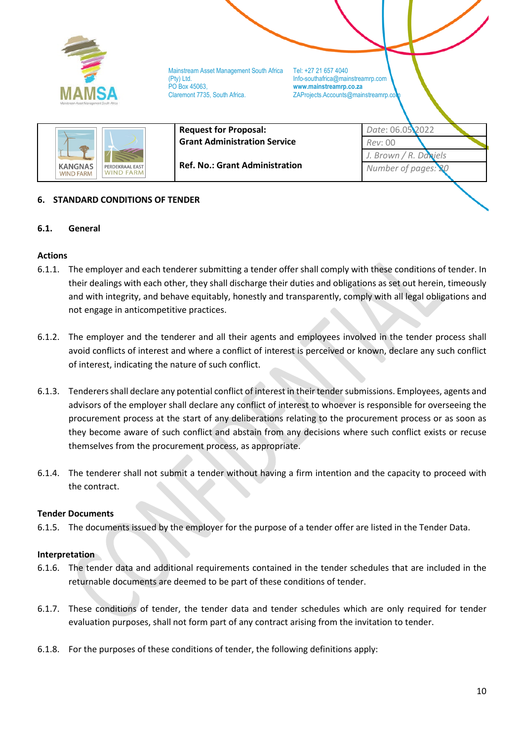## 6. STANDARD CONDITIONS OF TENDER

### 6.1. General

**Actions**

6.1.1. The employer and each tenderer submitting a tender offer shall comply with these conditions of tender. In their dealings with each other, they shall discharge their duties and obligations as set out herein, timeously and with integrity, and behave equitably, honestly and transparently, comply with all legal obligations and not engage in anticompetitive practices.

6.1.2. The employer and the tenderer and all their agents and employees involved in the tender process shall avoid conflicts of interest and where a conflict of interest is perceived or known, declare any such conflict of interest, indicating the nature of such conflict.

6.1.3. Tenderers shall declare any potential conflict of interest in their tender submissions. Employees, agents and advisors of the employer shall declare any conflict of interest to whoever is responsible for overseeing the procurement process at the start of any deliberations relating to the procurement process or as soon as they become aware of such conflict and abstain from any decisions where such conflict exists or recuse themselves from the procurement process, as appropriate.

6.1.4. The tenderer shall not submit a tender without having a firm intention and the capacity to proceed with the contract.

**Tender Documents**

6.1.5. The documents issued by the employer for the purpose of a tender offer are listed in the Tender Data.

**Interpretation**

6.1.6. The tender data and additional requirements contained in the tender schedules that are included in the returnable documents are deemed to be part of these conditions of tender.

6.1.7. These conditions of tender, the tender data and tender schedules which are only required for tender evaluation purposes, shall not form part of any contract arising from the invitation to tender.

6.1.8. For the purposes of these conditions of tender, the following definitions apply: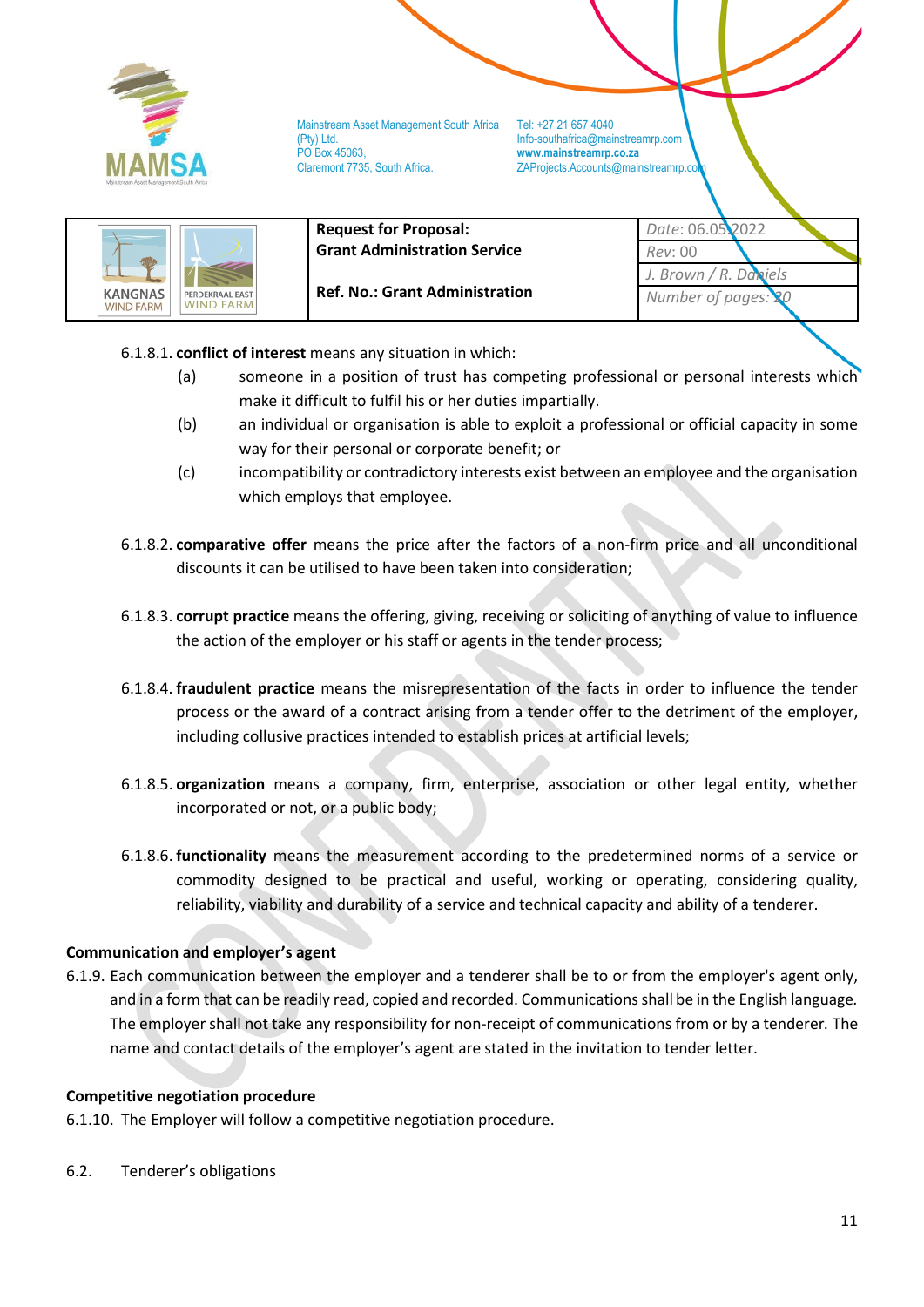6.1.8.1. **conflict of interest** means any situation in which:

(a) someone in a position of trust has competing professional or personal interests which make it difficult to fulfil his or her duties impartially.

(b) an individual or organisation is able to exploit a professional or official capacity in some way for their personal or corporate benefit; or

(c) incompatibility or contradictory interests exist between an employee and the organisation which employs that employee.

6.1.8.2. **comparative offer** means the price after the factors of a non-firm price and all unconditional discounts it can be utilised to have been taken into consideration;

6.1.8.3. **corrupt practice** means the offering, giving, receiving or soliciting of anything of value to influence the action of the employer or his staff or agents in the tender process;

6.1.8.4. **fraudulent practice** means the misrepresentation of the facts in order to influence the tender process or the award of a contract arising from a tender offer to the detriment of the employer, including collusive practices intended to establish prices at artificial levels;

6.1.8.5. **organization** means a company, firm, enterprise, association or other legal entity, whether incorporated or not, or a public body;

6.1.8.6. **functionality** means the measurement according to the predetermined norms of a service or commodity designed to be practical and useful, working or operating, considering quality, reliability, viability and durability of a service and technical capacity and ability of a tenderer.

**Communication and employer's agent**

6.1.9. Each communication between the employer and a tenderer shall be to or from the employer's agent only, and in a form that can be readily read, copied and recorded. Communications shall be in the English language. The employer shall not take any responsibility for non-receipt of communications from or by a tenderer. The name and contact details of the employer's agent are stated in the invitation to tender letter.

**Competitive negotiation procedure**

6.1.10. The Employer will follow a competitive negotiation procedure.

6.2. Tenderer's obligations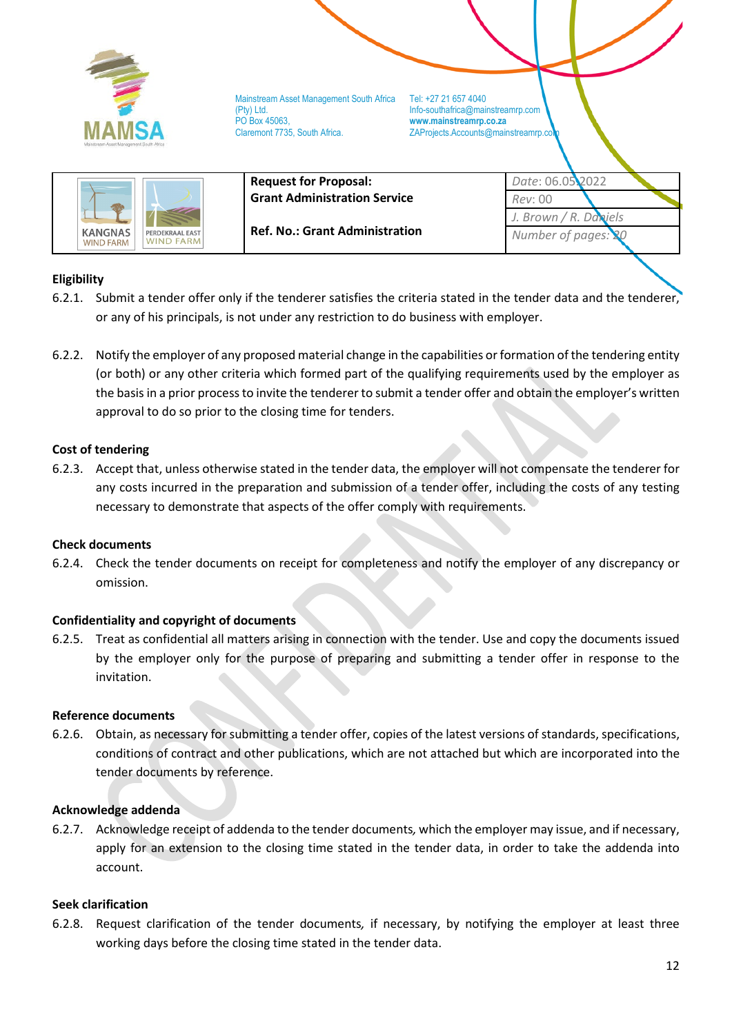**Eligibility**

6.2.1. Submit a tender offer only if the tenderer satisfies the criteria stated in the tender data and the tenderer, or any of his principals, is not under any restriction to do business with employer.

6.2.2. Notify the employer of any proposed material change in the capabilities or formation of the tendering entity (or both) or any other criteria which formed part of the qualifying requirements used by the employer as the basis in a prior process to invite the tenderer to submit a tender offer and obtain the employer's written approval to do so prior to the closing time for tenders.

**Cost of tendering**

6.2.3. Accept that, unless otherwise stated in the tender data, the employer will not compensate the tenderer for any costs incurred in the preparation and submission of a tender offer, including the costs of any testing necessary to demonstrate that aspects of the offer comply with requirements.

**Check documents**

6.2.4. Check the tender documents on receipt for completeness and notify the employer of any discrepancy or omission.

**Confidentiality and copyright of documents**

6.2.5. Treat as confidential all matters arising in connection with the tender. Use and copy the documents issued by the employer only for the purpose of preparing and submitting a tender offer in response to the invitation.

**Reference documents**

6.2.6. Obtain, as necessary for submitting a tender offer, copies of the latest versions of standards, specifications, conditions of contract and other publications, which are not attached but which are incorporated into the tender documents by reference.

**Acknowledge addenda**

6.2.7. Acknowledge receipt of addenda to the tender documents, which the employer may issue, and if necessary, apply for an extension to the closing time stated in the tender data, in order to take the addenda into account.

**Seek clarification**

6.2.8. Request clarification of the tender documents, if necessary, by notifying the employer at least three working days before the closing time stated in the tender data.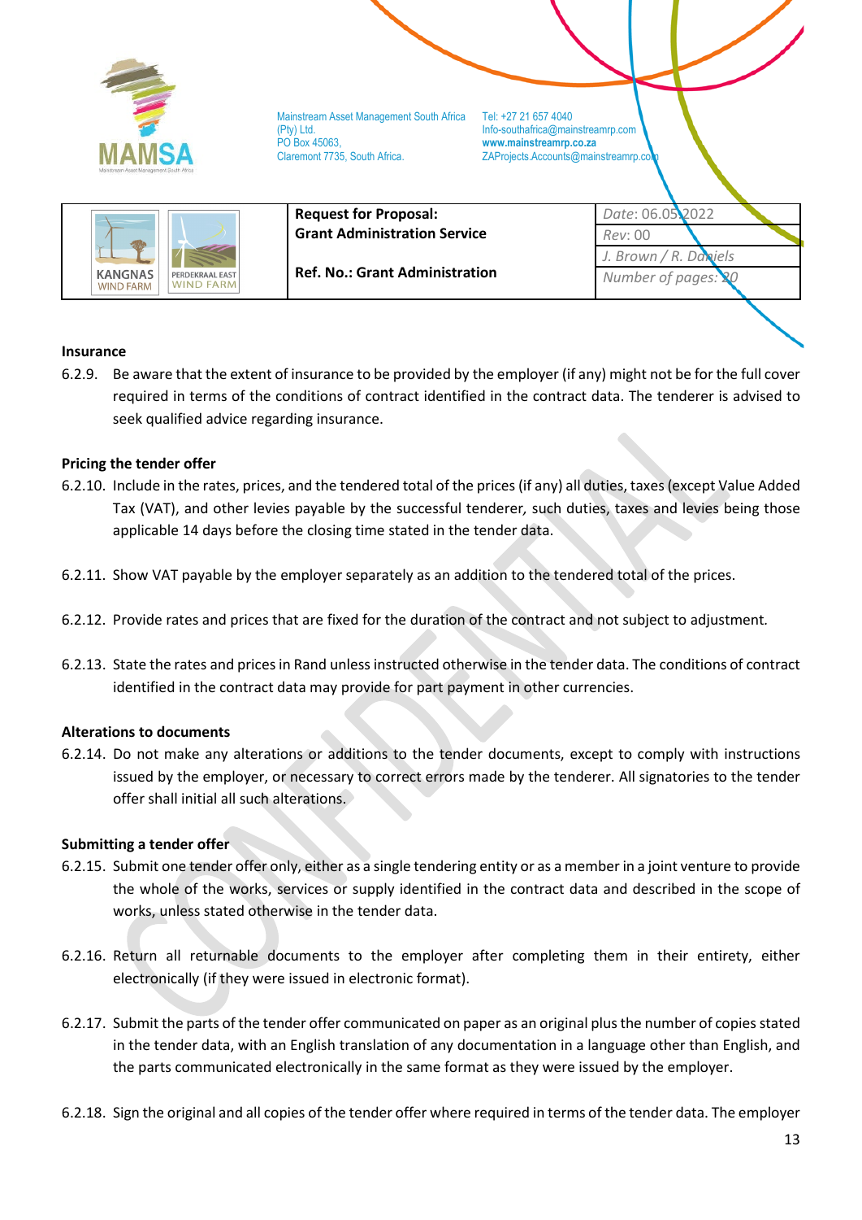**Insurance**

6.2.9. Be aware that the extent of insurance to be provided by the employer (if any) might not be for the full cover required in terms of the conditions of contract identified in the contract data. The tenderer is advised to seek qualified advice regarding insurance.

**Pricing the tender offer**

6.2.10. Include in the rates, prices, and the tendered total of the prices (if any) all duties, taxes (except Value Added Tax (VAT), and other levies payable by the successful tenderer, such duties, taxes and levies being those applicable 14 days before the closing time stated in the tender data.

6.2.11. Show VAT payable by the employer separately as an addition to the tendered total of the prices.

6.2.12. Provide rates and prices that are fixed for the duration of the contract and not subject to adjustment.

6.2.13. State the rates and prices in Rand unless instructed otherwise in the tender data. The conditions of contract identified in the contract data may provide for part payment in other currencies.

**Alterations to documents**

6.2.14. Do not make any alterations or additions to the tender documents, except to comply with instructions issued by the employer, or necessary to correct errors made by the tenderer. All signatories to the tender offer shall initial all such alterations.

**Submitting a tender offer**

6.2.15. Submit one tender offer only, either as a single tendering entity or as a member in a joint venture to provide the whole of the works, services or supply identified in the contract data and described in the scope of works, unless stated otherwise in the tender data.

6.2.16. Return all returnable documents to the employer after completing them in their entirety, either electronically (if they were issued in electronic format).

6.2.17. Submit the parts of the tender offer communicated on paper as an original plus the number of copies stated in the tender data, with an English translation of any documentation in a language other than English, and the parts communicated electronically in the same format as they were issued by the employer.

6.2.18. Sign the original and all copies of the tender offer where required in terms of the tender data. The employer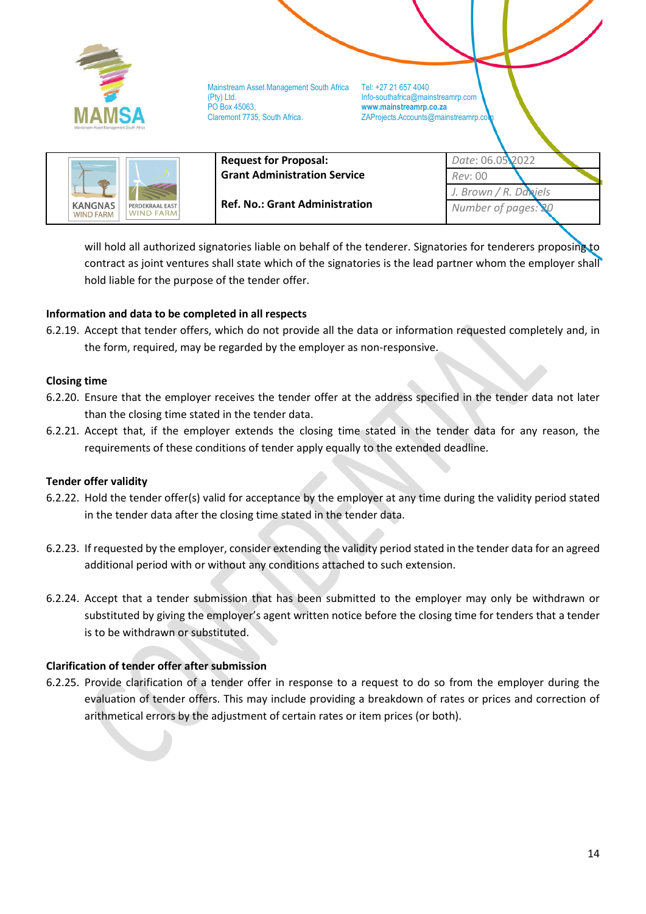will hold all authorized signatories liable on behalf of the tenderer. Signatories for tenderers proposing to contract as joint ventures shall state which of the signatories is the lead partner whom the employer shall hold liable for the purpose of the tender offer.

**Information and data to be completed in all respects**

6.2.19. Accept that tender offers, which do not provide all the data or information requested completely and, in the form, required, may be regarded by the employer as non-responsive.

**Closing time**

6.2.20. Ensure that the employer receives the tender offer at the address specified in the tender data not later than the closing time stated in the tender data.

6.2.21. Accept that, if the employer extends the closing time stated in the tender data for any reason, the requirements of these conditions of tender apply equally to the extended deadline.

**Tender offer validity**

6.2.22. Hold the tender offer(s) valid for acceptance by the employer at any time during the validity period stated in the tender data after the closing time stated in the tender data.

6.2.23. If requested by the employer, consider extending the validity period stated in the tender data for an agreed additional period with or without any conditions attached to such extension.

6.2.24. Accept that a tender submission that has been submitted to the employer may only be withdrawn or substituted by giving the employer's agent written notice before the closing time for tenders that a tender is to be withdrawn or substituted.

**Clarification of tender offer after submission**

6.2.25. Provide clarification of a tender offer in response to a request to do so from the employer during the evaluation of tender offers. This may include providing a breakdown of rates or prices and correction of arithmetical errors by the adjustment of certain rates or item prices (or both).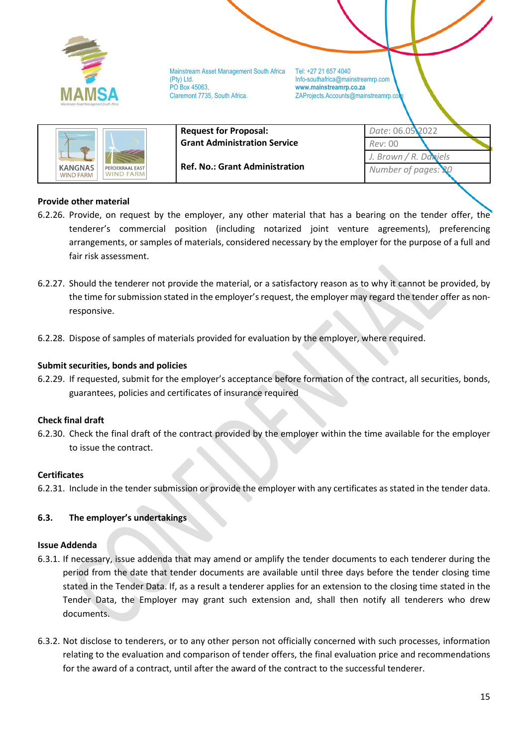**Provide other material**

6.2.26. Provide, on request by the employer, any other material that has a bearing on the tender offer, the tenderer's commercial position (including notarized joint venture agreements), preferencing arrangements, or samples of materials, considered necessary by the employer for the purpose of a full and fair risk assessment.

6.2.27. Should the tenderer not provide the material, or a satisfactory reason as to why it cannot be provided, by the time for submission stated in the employer's request, the employer may regard the tender offer as non-responsive.

6.2.28. Dispose of samples of materials provided for evaluation by the employer, where required.

**Submit securities, bonds and policies**

6.2.29. If requested, submit for the employer's acceptance before formation of the contract, all securities, bonds, guarantees, policies and certificates of insurance required

**Check final draft**

6.2.30. Check the final draft of the contract provided by the employer within the time available for the employer to issue the contract.

**Certificates**

6.2.31. Include in the tender submission or provide the employer with any certificates as stated in the tender data.

### 6.3. The employer's undertakings

**Issue Addenda**

6.3.1. If necessary, issue addenda that may amend or amplify the tender documents to each tenderer during the period from the date that tender documents are available until three days before the tender closing time stated in the Tender Data. If, as a result a tenderer applies for an extension to the closing time stated in the Tender Data, the Employer may grant such extension and, shall then notify all tenderers who drew documents.

6.3.2. Not disclose to tenderers, or to any other person not officially concerned with such processes, information relating to the evaluation and comparison of tender offers, the final evaluation price and recommendations for the award of a contract, until after the award of the contract to the successful tenderer.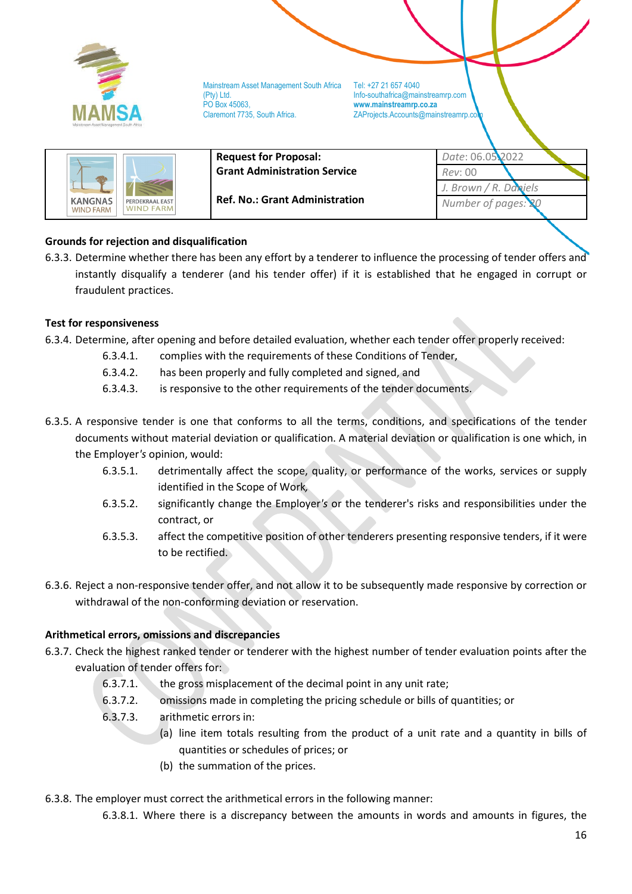**Grounds for rejection and disqualification**

6.3.3. Determine whether there has been any effort by a tenderer to influence the processing of tender offers and instantly disqualify a tenderer (and his tender offer) if it is established that he engaged in corrupt or fraudulent practices.

**Test for responsiveness**

6.3.4. Determine, after opening and before detailed evaluation, whether each tender offer properly received:

- 6.3.4.1. complies with the requirements of these Conditions of Tender,
- 6.3.4.2. has been properly and fully completed and signed, and
- 6.3.4.3. is responsive to the other requirements of the tender documents.

6.3.5. A responsive tender is one that conforms to all the terms, conditions, and specifications of the tender documents without material deviation or qualification. A material deviation or qualification is one which, in the Employer*'s* opinion, would:

- 6.3.5.1. detrimentally affect the scope, quality, or performance of the works, services or supply identified in the Scope of Work,
- 6.3.5.2. significantly change the Employer*'s* or the tenderer's risks and responsibilities under the contract, or
- 6.3.5.3. affect the competitive position of other tenderers presenting responsive tenders, if it were to be rectified.

6.3.6. Reject a non-responsive tender offer, and not allow it to be subsequently made responsive by correction or withdrawal of the non-conforming deviation or reservation.

**Arithmetical errors, omissions and discrepancies**

6.3.7. Check the highest ranked tender or tenderer with the highest number of tender evaluation points after the evaluation of tender offers for:

- 6.3.7.1. the gross misplacement of the decimal point in any unit rate;
- 6.3.7.2. omissions made in completing the pricing schedule or bills of quantities; or
- 6.3.7.3. arithmetic errors in:
  - (a) line item totals resulting from the product of a unit rate and a quantity in bills of quantities or schedules of prices; or
  - (b) the summation of the prices.

6.3.8. The employer must correct the arithmetical errors in the following manner:

- 6.3.8.1. Where there is a discrepancy between the amounts in words and amounts in figures, the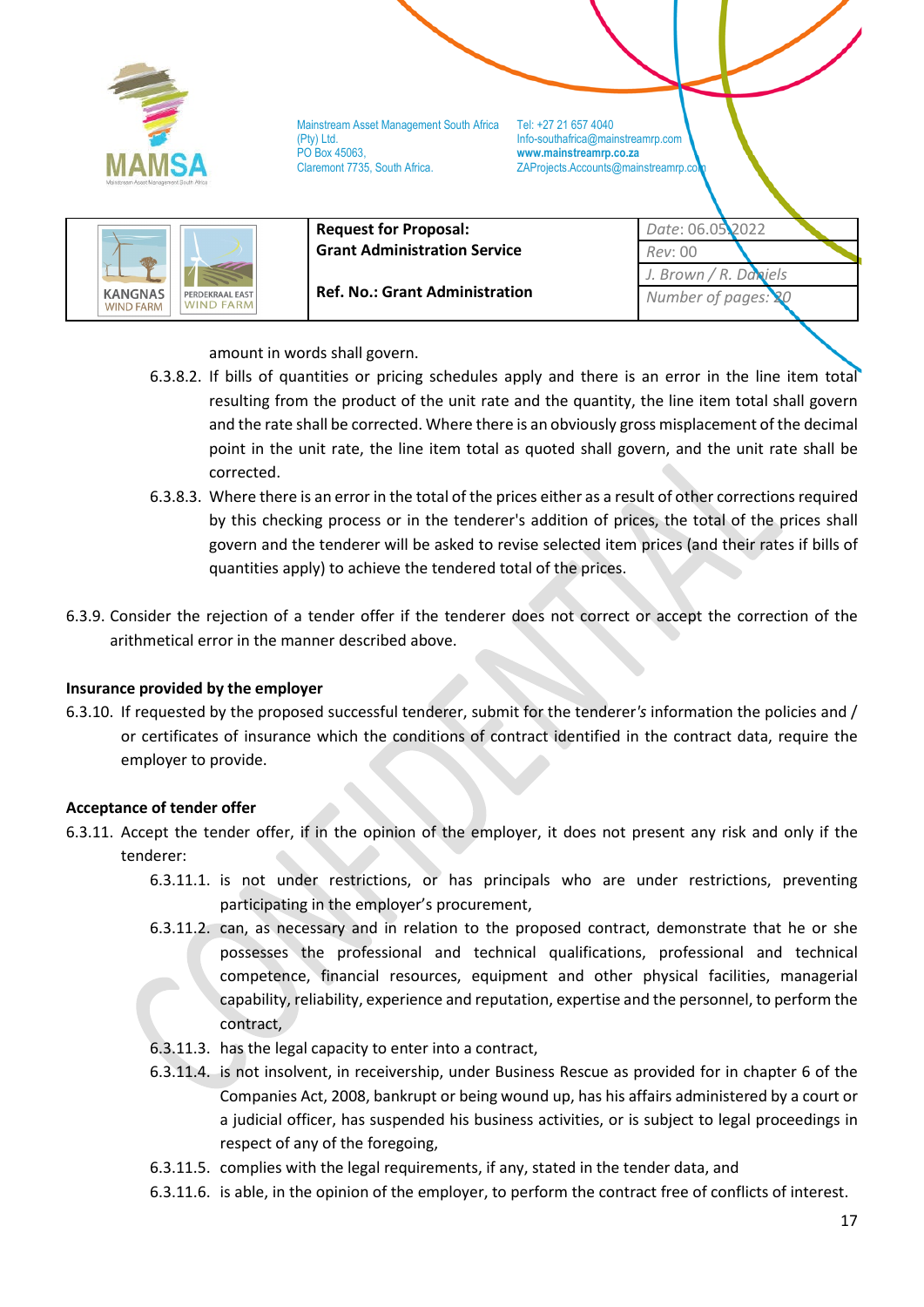amount in words shall govern.

6.3.8.2. If bills of quantities or pricing schedules apply and there is an error in the line item total resulting from the product of the unit rate and the quantity, the line item total shall govern and the rate shall be corrected. Where there is an obviously gross misplacement of the decimal point in the unit rate, the line item total as quoted shall govern, and the unit rate shall be corrected.

6.3.8.3. Where there is an error in the total of the prices either as a result of other corrections required by this checking process or in the tenderer's addition of prices, the total of the prices shall govern and the tenderer will be asked to revise selected item prices (and their rates if bills of quantities apply) to achieve the tendered total of the prices.

6.3.9. Consider the rejection of a tender offer if the tenderer does not correct or accept the correction of the arithmetical error in the manner described above.

**Insurance provided by the employer**

6.3.10. If requested by the proposed successful tenderer, submit for the tenderer's information the policies and / or certificates of insurance which the conditions of contract identified in the contract data, require the employer to provide.

**Acceptance of tender offer**

6.3.11. Accept the tender offer, if in the opinion of the employer, it does not present any risk and only if the tenderer:

6.3.11.1. is not under restrictions, or has principals who are under restrictions, preventing participating in the employer's procurement,

6.3.11.2. can, as necessary and in relation to the proposed contract, demonstrate that he or she possesses the professional and technical qualifications, professional and technical competence, financial resources, equipment and other physical facilities, managerial capability, reliability, experience and reputation, expertise and the personnel, to perform the contract,

6.3.11.3. has the legal capacity to enter into a contract,

6.3.11.4. is not insolvent, in receivership, under Business Rescue as provided for in chapter 6 of the Companies Act, 2008, bankrupt or being wound up, has his affairs administered by a court or a judicial officer, has suspended his business activities, or is subject to legal proceedings in respect of any of the foregoing,

6.3.11.5. complies with the legal requirements, if any, stated in the tender data, and

6.3.11.6. is able, in the opinion of the employer, to perform the contract free of conflicts of interest.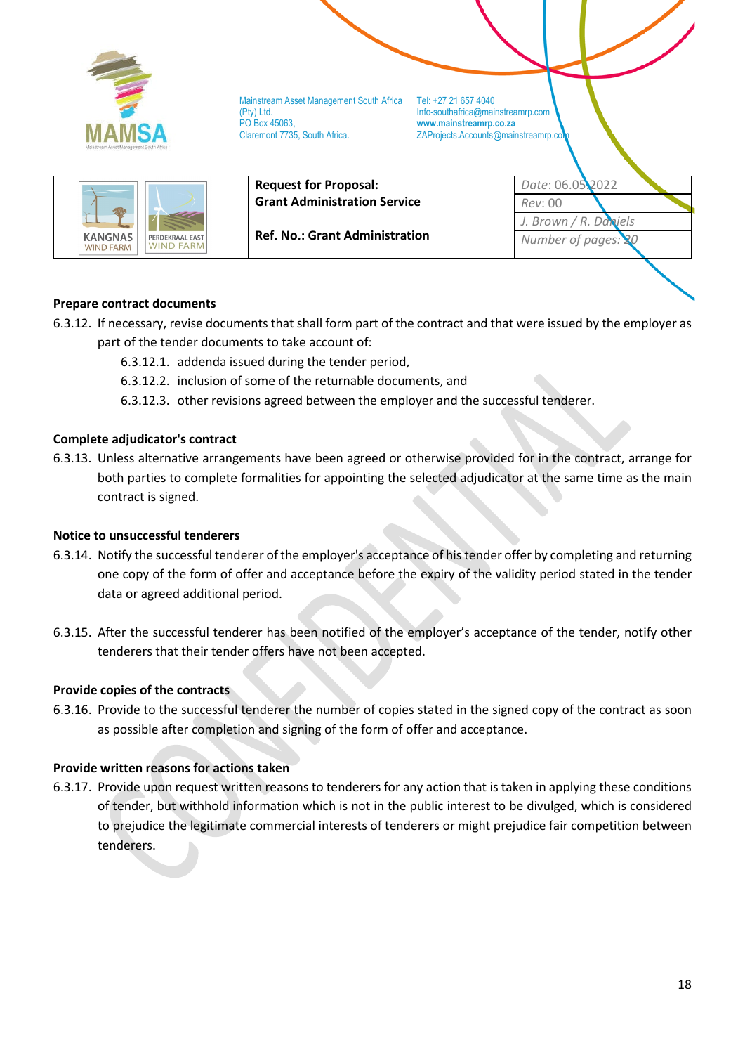**Prepare contract documents**

6.3.12. If necessary, revise documents that shall form part of the contract and that were issued by the employer as part of the tender documents to take account of:

- 6.3.12.1. addenda issued during the tender period,
- 6.3.12.2. inclusion of some of the returnable documents, and
- 6.3.12.3. other revisions agreed between the employer and the successful tenderer.

**Complete adjudicator's contract**

6.3.13. Unless alternative arrangements have been agreed or otherwise provided for in the contract, arrange for both parties to complete formalities for appointing the selected adjudicator at the same time as the main contract is signed.

**Notice to unsuccessful tenderers**

6.3.14. Notify the successful tenderer of the employer's acceptance of his tender offer by completing and returning one copy of the form of offer and acceptance before the expiry of the validity period stated in the tender data or agreed additional period.

6.3.15. After the successful tenderer has been notified of the employer's acceptance of the tender, notify other tenderers that their tender offers have not been accepted.

**Provide copies of the contracts**

6.3.16. Provide to the successful tenderer the number of copies stated in the signed copy of the contract as soon as possible after completion and signing of the form of offer and acceptance.

**Provide written reasons for actions taken**

6.3.17. Provide upon request written reasons to tenderers for any action that is taken in applying these conditions of tender, but withhold information which is not in the public interest to be divulged, which is considered to prejudice the legitimate commercial interests of tenderers or might prejudice fair competition between tenderers.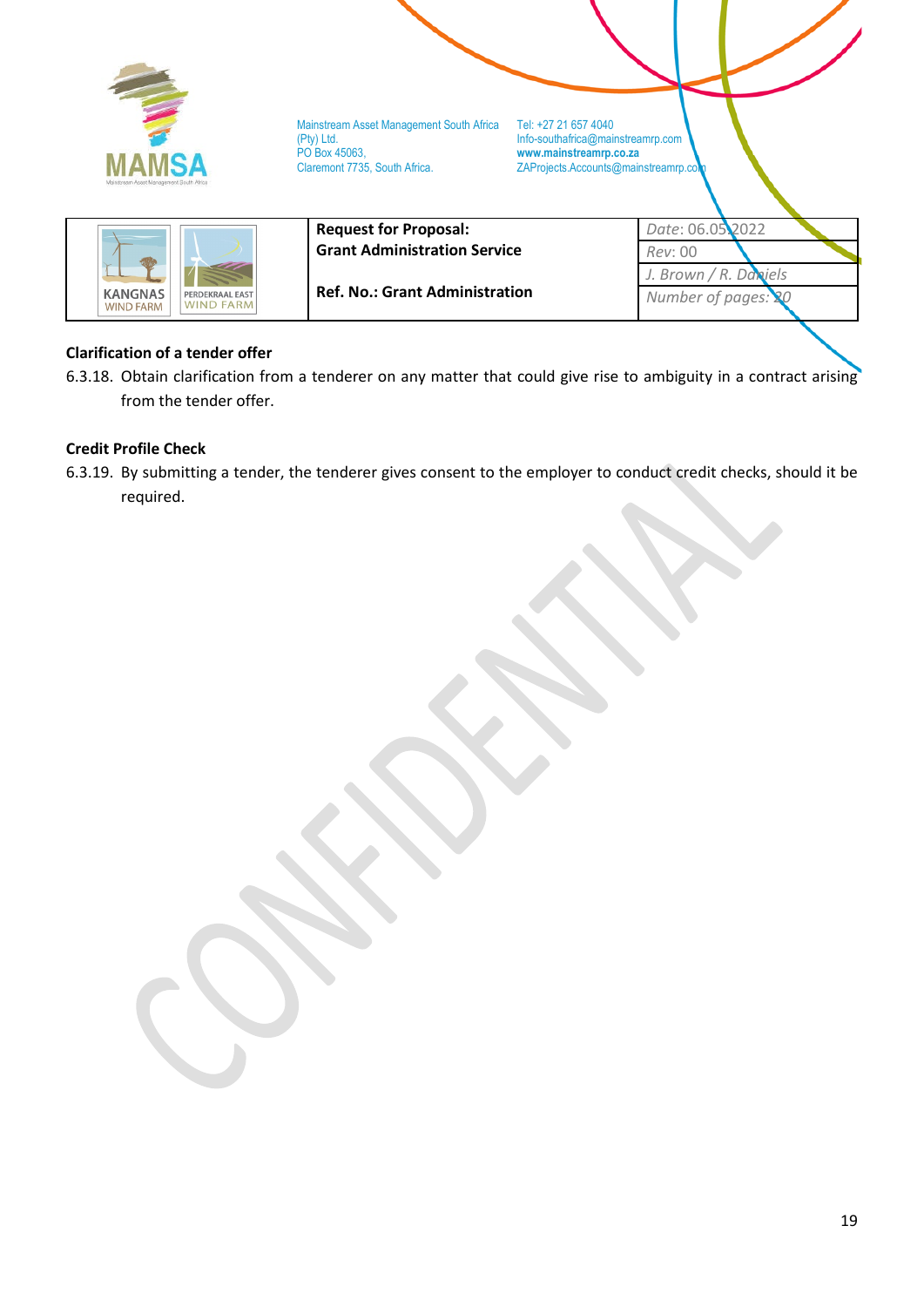**Clarification of a tender offer**

6.3.18. Obtain clarification from a tenderer on any matter that could give rise to ambiguity in a contract arising from the tender offer.

**Credit Profile Check**

6.3.19. By submitting a tender, the tenderer gives consent to the employer to conduct credit checks, should it be required.